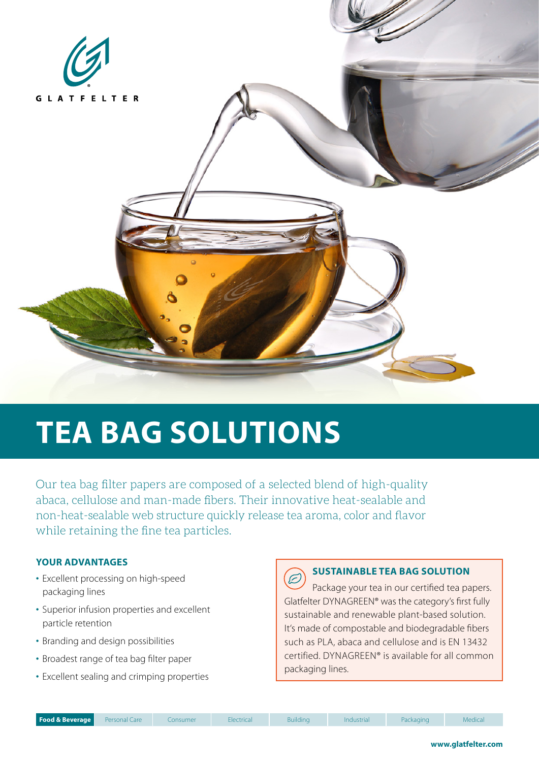GLATFELTER

# TEA BAG SOLUTIONS

Our tea bag filter papers are composed of a selected blend of high-quality abaca, cellulose and man-made fibers. Their innovative heat-sealable and non-heat-sealable web structure quickly release tea aroma, color and flavor while retaining the fine tea particles.

## YOUR ADVANTAGES

- Excellent processing on high-speed packaging lines
- Superior infusion properties and excellent particle retention
- Branding and design possibilities
- Broadest range of tea bag filter paper
- Excellent sealing and crimping properties

## SUSTAINABLE TEA BAG SOLUTION

Package your tea in our certified tea papers. Glatfelter DYNAGREEN® was the category's first fully sustainable and renewable plant-based solution. It's made of compostable and biodegradable fibers such as PLA, abaca and cellulose and is EN 13432 certified. DYNAGREEN® is available for all common packaging lines.

**Food & Beverage** | Personal Care | Consumer | Electrical | Building | Industrial | Packaging | Medical

www.glatfelter.com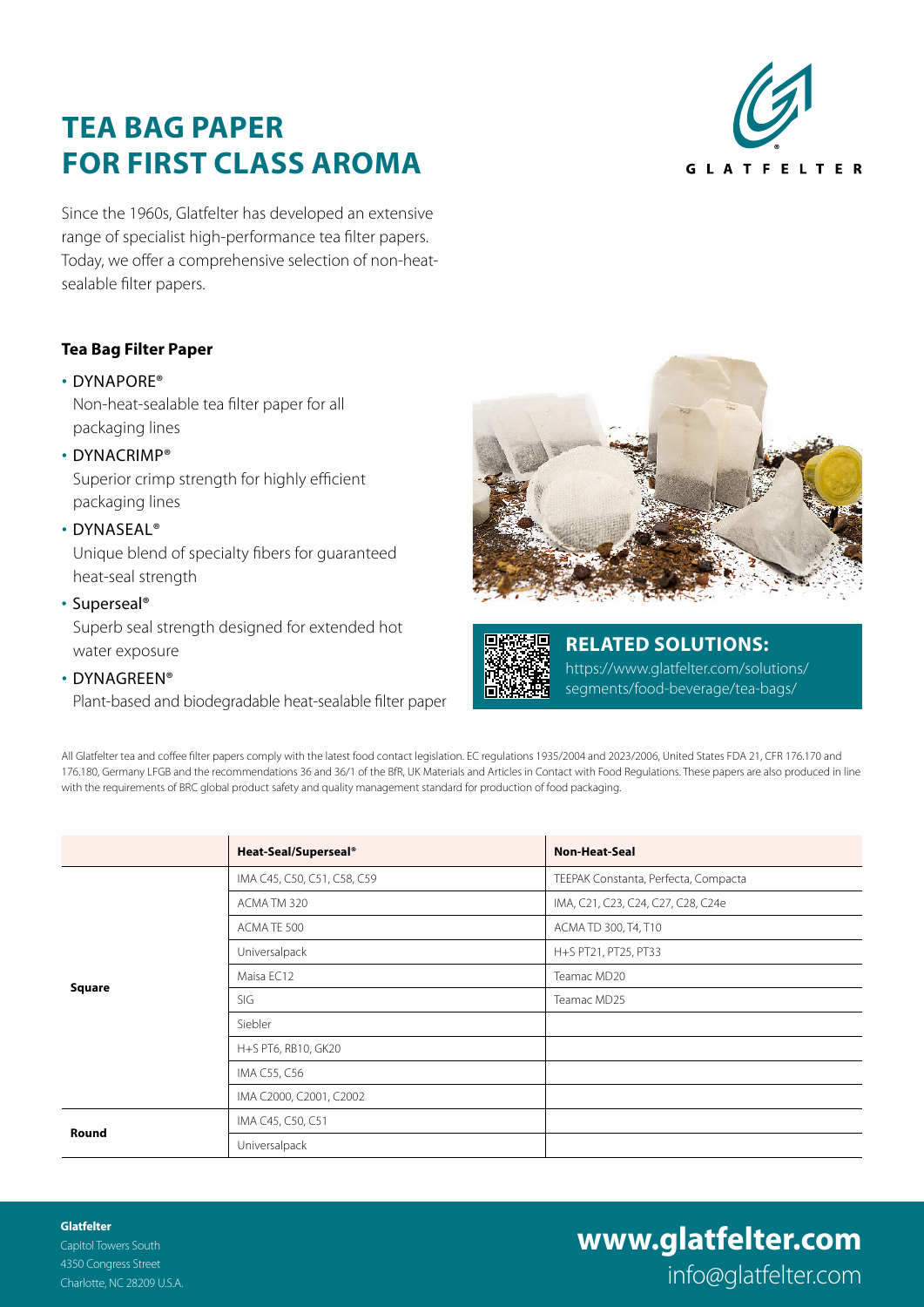# TEA BAG PAPER FOR FIRST CLASS AROMA

GLATFELTER

Since the 1960s, Glatfelter has developed an extensive range of specialist high-performance tea filter papers. Today, we offer a comprehensive selection of non-heat-sealable filter papers.

### Tea Bag Filter Paper

- DYNAPORE®
  Non-heat-sealable tea filter paper for all packaging lines
- DYNACRIMP®
  Superior crimp strength for highly efficient packaging lines
- DYNASEAL®
  Unique blend of specialty fibers for guaranteed heat-seal strength
- Superseal®
  Superb seal strength designed for extended hot water exposure
- DYNAGREEN®
  Plant-based and biodegradable heat-sealable filter paper

**RELATED SOLUTIONS:**
https://www.glatfelter.com/solutions/segments/food-beverage/tea-bags/

All Glatfelter tea and coffee filter papers comply with the latest food contact legislation. EC regulations 1935/2004 and 2023/2006, United States FDA 21, CFR 176.170 and 176.180, Germany LFGB and the recommendations 36 and 36/1 of the BfR, UK Materials and Articles in Contact with Food Regulations. These papers are also produced in line with the requirements of BRC global product safety and quality management standard for production of food packaging.

| | Heat-Seal/Superseal® | Non-Heat-Seal |
|---|---|---|
| **Square** | IMA C45, C50, C51, C58, C59 | TEEPAK Constanta, Perfecta, Compacta |
| | ACMA TM 320 | IMA, C21, C23, C24, C27, C28, C24e |
| | ACMA TE 500 | ACMA TD 300, T4, T10 |
| | Universalpack | H+S PT21, PT25, PT33 |
| | Maisa EC12 | Teamac MD20 |
| | SIG | Teamac MD25 |
| | Siebler | |
| | H+S PT6, RB10, GK20 | |
| | IMA C55, C56 | |
| | IMA C2000, C2001, C2002 | |
| **Round** | IMA C45, C50, C51 | |
| | Universalpack | |

**Glatfelter**
Capitol Towers South
4350 Congress Street
Charlotte, NC 28209 U.S.A.

**www.glatfelter.com**
info@glatfelter.com